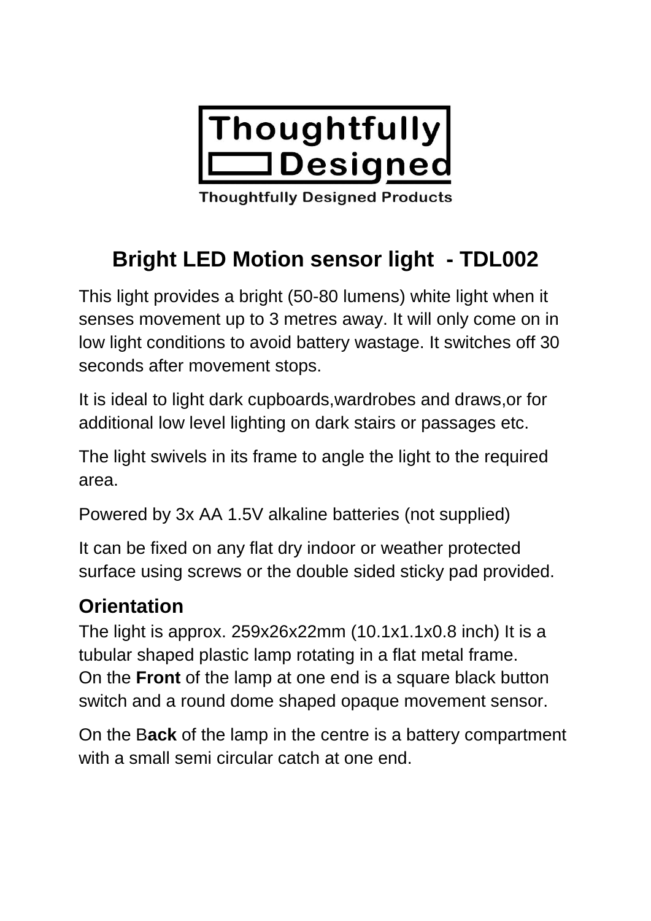Thoughtfully Designed

Thoughtfully Designed Products

# Bright LED Motion sensor light - TDL002

This light provides a bright (50-80 lumens) white light when it senses movement up to 3 metres away. It will only come on in low light conditions to avoid battery wastage. It switches off 30 seconds after movement stops.

It is ideal to light dark cupboards,wardrobes and draws,or for additional low level lighting on dark stairs or passages etc.

The light swivels in its frame to angle the light to the required area.

Powered by 3x AA 1.5V alkaline batteries (not supplied)

It can be fixed on any flat dry indoor or weather protected surface using screws or the double sided sticky pad provided.

## Orientation

The light is approx. 259x26x22mm (10.1x1.1x0.8 inch) It is a tubular shaped plastic lamp rotating in a flat metal frame.
On the **Front** of the lamp at one end is a square black button switch and a round dome shaped opaque movement sensor.

On the B**ack** of the lamp in the centre is a battery compartment with a small semi circular catch at one end.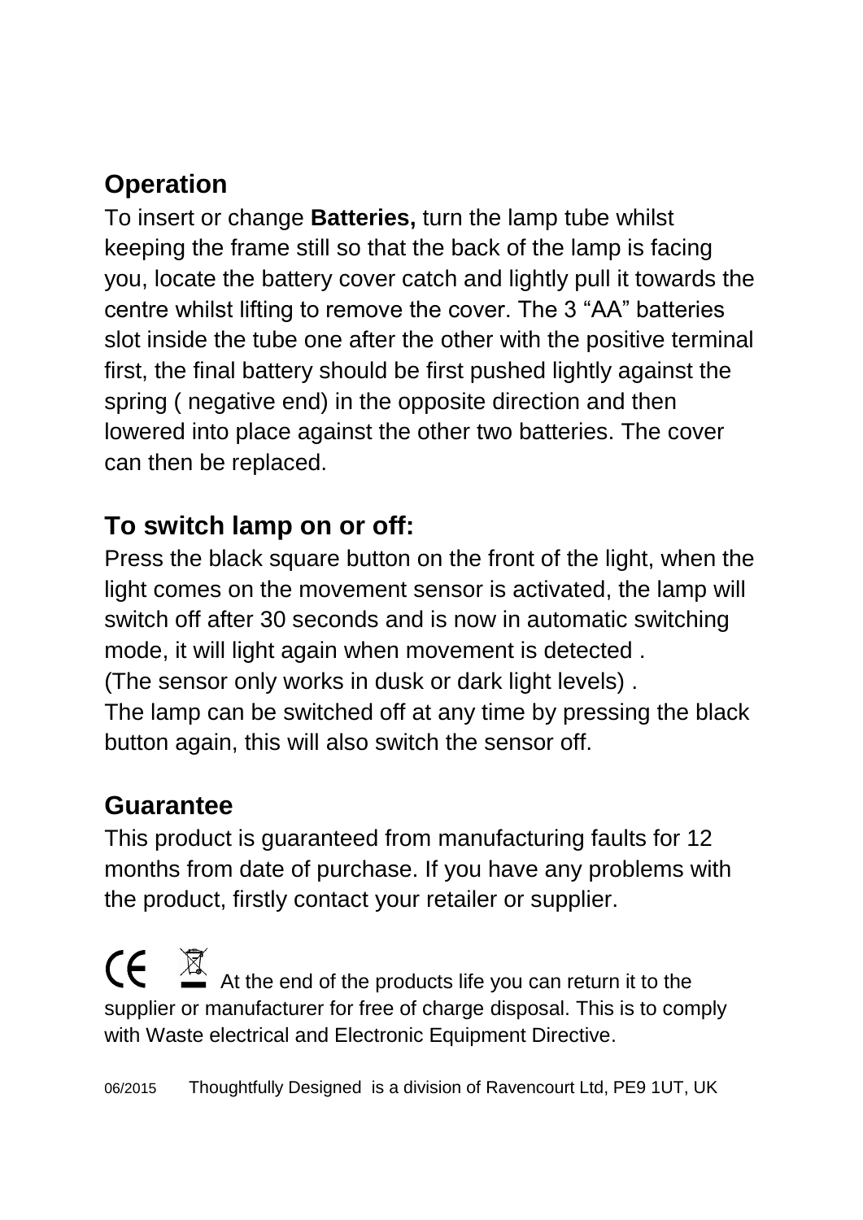## Operation

To insert or change **Batteries,** turn the lamp tube whilst keeping the frame still so that the back of the lamp is facing you, locate the battery cover catch and lightly pull it towards the centre whilst lifting to remove the cover. The 3 “AA” batteries slot inside the tube one after the other with the positive terminal first, the final battery should be first pushed lightly against the spring ( negative end) in the opposite direction and then lowered into place against the other two batteries. The cover can then be replaced.

## To switch lamp on or off:

Press the black square button on the front of the light, when the light comes on the movement sensor is activated, the lamp will switch off after 30 seconds and is now in automatic switching mode, it will light again when movement is detected .
(The sensor only works in dusk or dark light levels) .
The lamp can be switched off at any time by pressing the black button again, this will also switch the sensor off.

## Guarantee

This product is guaranteed from manufacturing faults for 12 months from date of purchase. If you have any problems with the product, firstly contact your retailer or supplier.

CE At the end of the products life you can return it to the supplier or manufacturer for free of charge disposal. This is to comply with Waste electrical and Electronic Equipment Directive.

06/2015 Thoughtfully Designed is a division of Ravencourt Ltd, PE9 1UT, UK